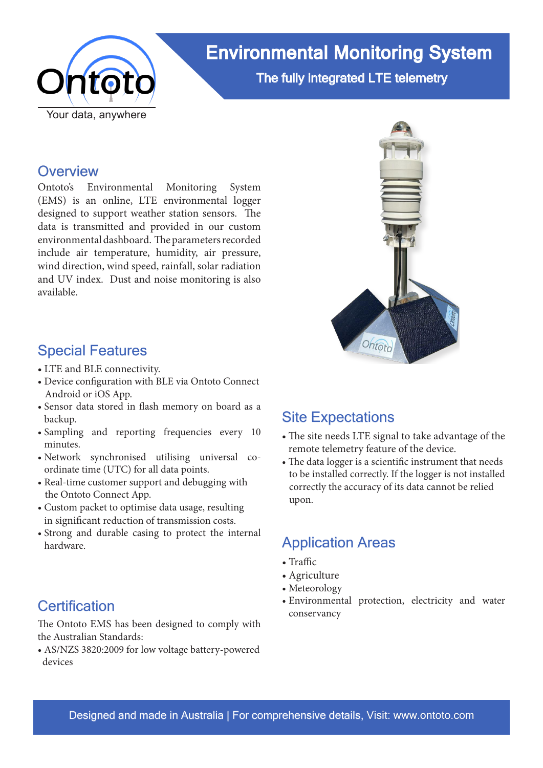Ontoto

Your data, anywhere

# Environmental Monitoring System

**The fully integrated LTE telemetry**

## Overview

Ontoto's Environmental Monitoring System (EMS) is an online, LTE environmental logger designed to support weather station sensors. The data is transmitted and provided in our custom environmental dashboard. The parameters recorded include air temperature, humidity, air pressure, wind direction, wind speed, rainfall, solar radiation and UV index. Dust and noise monitoring is also available.

## Special Features

- LTE and BLE connectivity.
- Device configuration with BLE via Ontoto Connect Android or iOS App.
- Sensor data stored in flash memory on board as a backup.
- Sampling and reporting frequencies every 10 minutes.
- Network synchronised utilising universal co-ordinate time (UTC) for all data points.
- Real-time customer support and debugging with the Ontoto Connect App.
- Custom packet to optimise data usage, resulting in significant reduction of transmission costs.
- Strong and durable casing to protect the internal hardware.

## Certification

The Ontoto EMS has been designed to comply with the Australian Standards:

- AS/NZS 3820:2009 for low voltage battery-powered devices

## Site Expectations

- The site needs LTE signal to take advantage of the remote telemetry feature of the device.
- The data logger is a scientific instrument that needs to be installed correctly. If the logger is not installed correctly the accuracy of its data cannot be relied upon.

## Application Areas

- Traffic
- Agriculture
- Meteorology
- Environmental protection, electricity and water conservancy

Designed and made in Australia | For comprehensive details, Visit: www.ontoto.com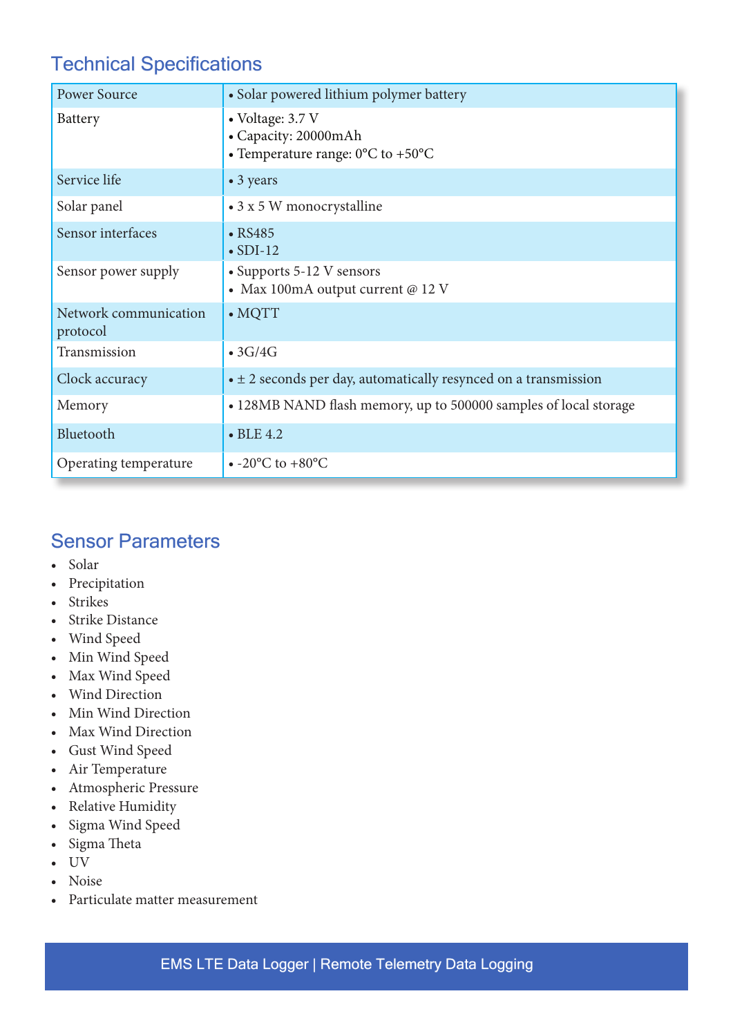## Technical Specifications

| Power Source | • Solar powered lithium polymer battery |
|---|---|
| Battery | • Voltage: 3.7 V<br>• Capacity: 20000mAh<br>• Temperature range: 0°C to +50°C |
| Service life | • 3 years |
| Solar panel | • 3 x 5 W monocrystalline |
| Sensor interfaces | • RS485<br>• SDI-12 |
| Sensor power supply | • Supports 5-12 V sensors<br>• Max 100mA output current @ 12 V |
| Network communication protocol | • MQTT |
| Transmission | • 3G/4G |
| Clock accuracy | • ± 2 seconds per day, automatically resynced on a transmission |
| Memory | • 128MB NAND flash memory, up to 500000 samples of local storage |
| Bluetooth | • BLE 4.2 |
| Operating temperature | • -20°C to +80°C |

## Sensor Parameters

- Solar
- Precipitation
- Strikes
- Strike Distance
- Wind Speed
- Min Wind Speed
- Max Wind Speed
- Wind Direction
- Min Wind Direction
- Max Wind Direction
- Gust Wind Speed
- Air Temperature
- Atmospheric Pressure
- Relative Humidity
- Sigma Wind Speed
- Sigma Theta
- UV
- Noise
- Particulate matter measurement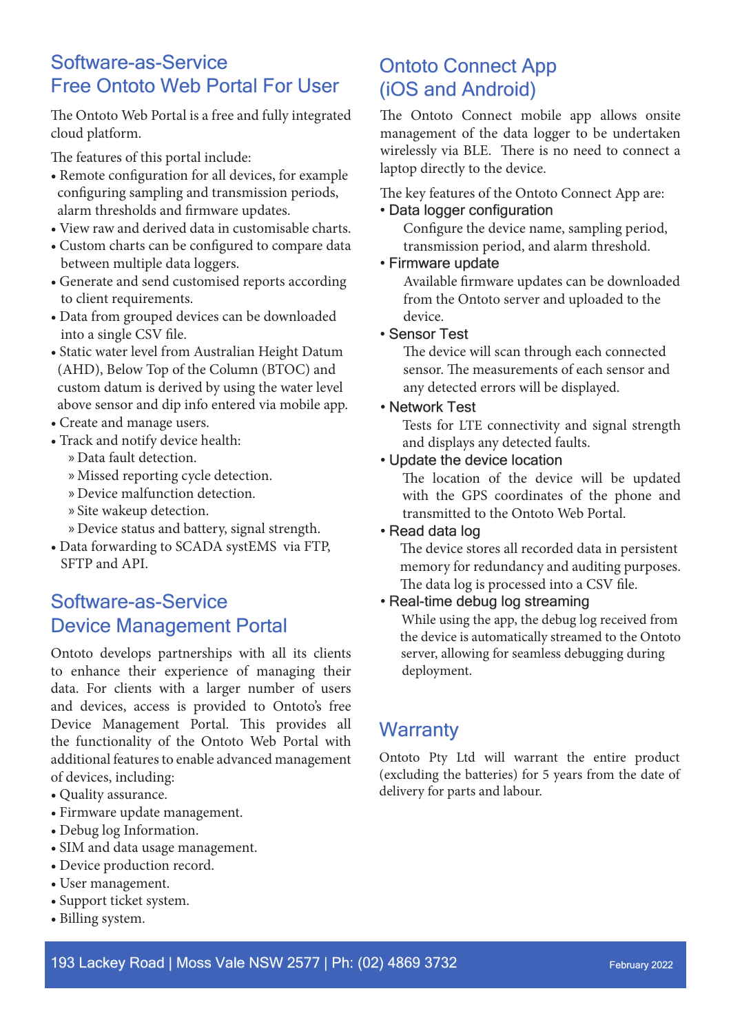## Software-as-Service
## Free Ontoto Web Portal For User

The Ontoto Web Portal is a free and fully integrated cloud platform.

The features of this portal include:

- Remote configuration for all devices, for example configuring sampling and transmission periods, alarm thresholds and firmware updates.
- View raw and derived data in customisable charts.
- Custom charts can be configured to compare data between multiple data loggers.
- Generate and send customised reports according to client requirements.
- Data from grouped devices can be downloaded into a single CSV file.
- Static water level from Australian Height Datum (AHD), Below Top of the Column (BTOC) and custom datum is derived by using the water level above sensor and dip info entered via mobile app.
- Create and manage users.
- Track and notify device health:
    - Data fault detection.
    - Missed reporting cycle detection.
    - Device malfunction detection.
    - Site wakeup detection.
    - Device status and battery, signal strength.
- Data forwarding to SCADA systEMS via FTP, SFTP and API.

## Software-as-Service
## Device Management Portal

Ontoto develops partnerships with all its clients to enhance their experience of managing their data. For clients with a larger number of users and devices, access is provided to Ontoto's free Device Management Portal. This provides all the functionality of the Ontoto Web Portal with additional features to enable advanced management of devices, including:

- Quality assurance.
- Firmware update management.
- Debug log Information.
- SIM and data usage management.
- Device production record.
- User management.
- Support ticket system.
- Billing system.

## Ontoto Connect App
## (iOS and Android)

The Ontoto Connect mobile app allows onsite management of the data logger to be undertaken wirelessly via BLE. There is no need to connect a laptop directly to the device.

The key features of the Ontoto Connect App are:

- **Data logger configuration**

  Configure the device name, sampling period, transmission period, and alarm threshold.
- **Firmware update**

  Available firmware updates can be downloaded from the Ontoto server and uploaded to the device.
- **Sensor Test**

  The device will scan through each connected sensor. The measurements of each sensor and any detected errors will be displayed.
- **Network Test**

  Tests for LTE connectivity and signal strength and displays any detected faults.
- **Update the device location**

  The location of the device will be updated with the GPS coordinates of the phone and transmitted to the Ontoto Web Portal.
- **Read data log**

  The device stores all recorded data in persistent memory for redundancy and auditing purposes. The data log is processed into a CSV file.
- **Real-time debug log streaming**

  While using the app, the debug log received from the device is automatically streamed to the Ontoto server, allowing for seamless debugging during deployment.

## Warranty

Ontoto Pty Ltd will warrant the entire product (excluding the batteries) for 5 years from the date of delivery for parts and labour.

193 Lackey Road | Moss Vale NSW 2577 | Ph: (02) 4869 3732

February 2022